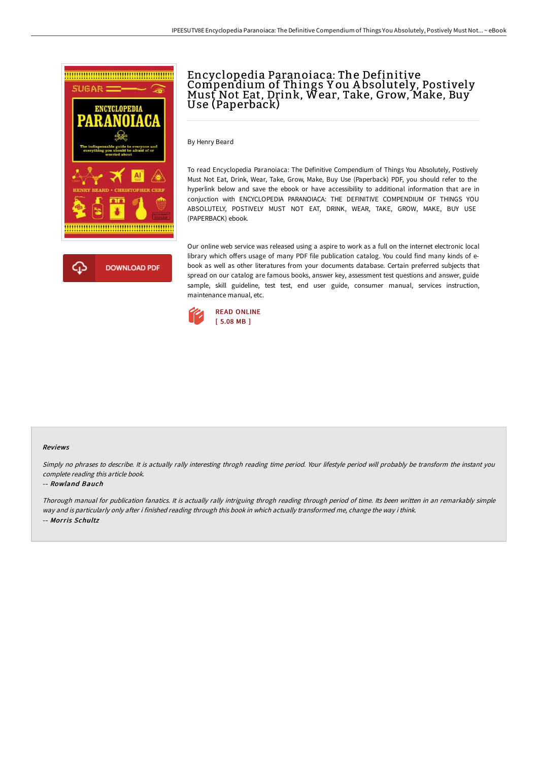# Encyclopedia Paranoiaca: The Definitive Compendium of Things You Absolutely, Postively Must Not Eat, Drink, Wear, Take, Grow, Make, Buy Use (Paperback)

By Henry Beard

To read Encyclopedia Paranoiaca: The Definitive Compendium of Things You Absolutely, Postively Must Not Eat, Drink, Wear, Take, Grow, Make, Buy Use (Paperback) PDF, you should refer to the hyperlink below and save the ebook or have accessibility to additional information that are in conjuction with ENCYCLOPEDIA PARANOIACA: THE DEFINITIVE COMPENDIUM OF THINGS YOU ABSOLUTELY, POSTIVELY MUST NOT EAT, DRINK, WEAR, TAKE, GROW, MAKE, BUY USE (PAPERBACK) ebook.

Our online web service was released using a aspire to work as a full on the internet electronic local library which offers usage of many PDF file publication catalog. You could find many kinds of e-book as well as other literatures from your documents database. Certain preferred subjects that spread on our catalog are famous books, answer key, assessment test questions and answer, guide sample, skill guideline, test test, end user guide, consumer manual, services instruction, maintenance manual, etc.

DOWNLOAD PDF

READ ONLINE
[ 5.08 MB ]

### Reviews

*Simply no phrases to describe. It is actually rally interesting throgh reading time period. Your lifestyle period will probably be transform the instant you complete reading this article book.*

-- *Rowland Bauch*

*Thorough manual for publication fanatics. It is actually rally intriguing throgh reading through period of time. Its been written in an remarkably simple way and is particularly only after i finished reading through this book in which actually transformed me, change the way i think.*

-- *Morris Schultz*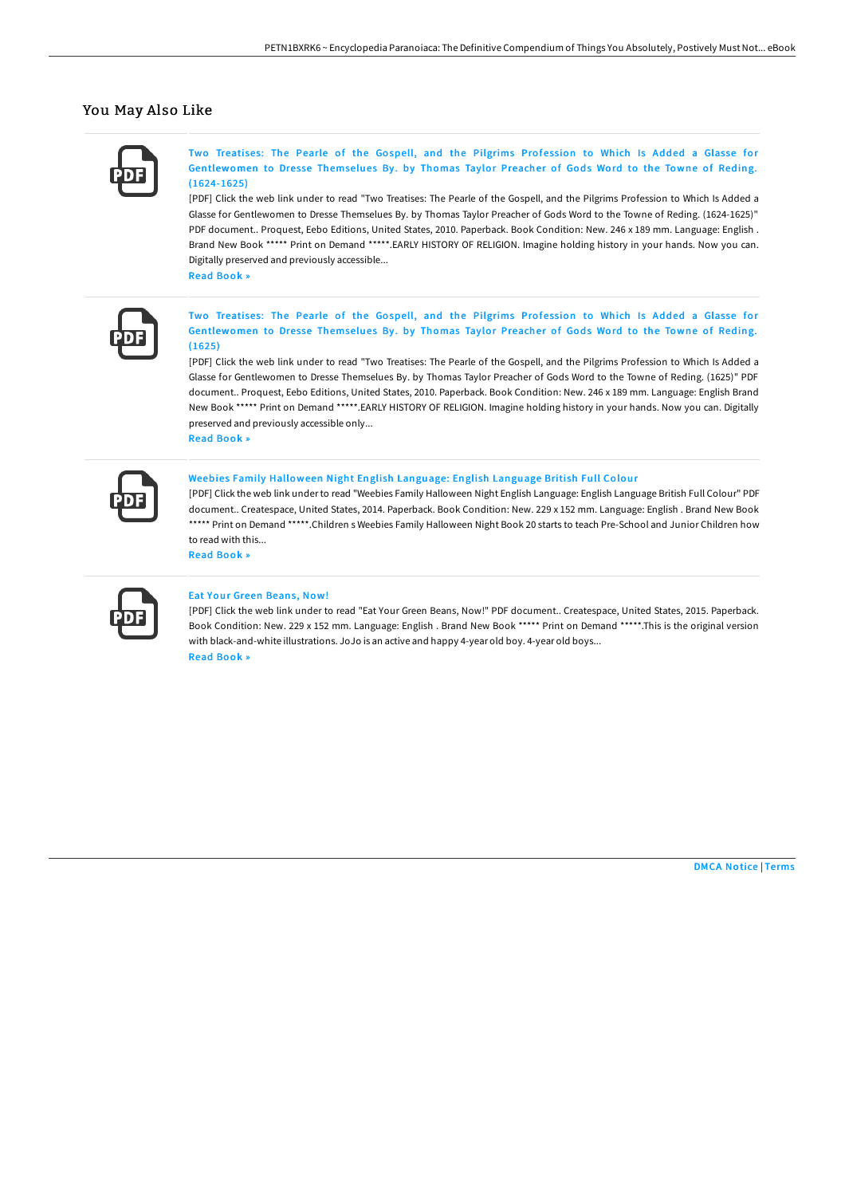## You May Also Like

**Two Treatises: The Pearle of the Gospell, and the Pilgrims Profession to Which Is Added a Glasse for Gentlewomen to Dresse Themselues By. by Thomas Taylor Preacher of Gods Word to the Towne of Reding. (1624-1625)**

[PDF] Click the web link under to read "Two Treatises: The Pearle of the Gospell, and the Pilgrims Profession to Which Is Added a Glasse for Gentlewomen to Dresse Themselues By. by Thomas Taylor Preacher of Gods Word to the Towne of Reding. (1624-1625)" PDF document.. Proquest, Eebo Editions, United States, 2010. Paperback. Book Condition: New. 246 x 189 mm. Language: English . Brand New Book ***** Print on Demand *****.EARLY HISTORY OF RELIGION. Imagine holding history in your hands. Now you can. Digitally preserved and previously accessible...

Read Book »

**Two Treatises: The Pearle of the Gospell, and the Pilgrims Profession to Which Is Added a Glasse for Gentlewomen to Dresse Themselues By. by Thomas Taylor Preacher of Gods Word to the Towne of Reding. (1625)**

[PDF] Click the web link under to read "Two Treatises: The Pearle of the Gospell, and the Pilgrims Profession to Which Is Added a Glasse for Gentlewomen to Dresse Themselues By. by Thomas Taylor Preacher of Gods Word to the Towne of Reding. (1625)" PDF document.. Proquest, Eebo Editions, United States, 2010. Paperback. Book Condition: New. 246 x 189 mm. Language: English Brand New Book ***** Print on Demand *****.EARLY HISTORY OF RELIGION. Imagine holding history in your hands. Now you can. Digitally preserved and previously accessible only...

Read Book »

**Weebies Family Halloween Night English Language: English Language British Full Colour**

[PDF] Click the web link under to read "Weebies Family Halloween Night English Language: English Language British Full Colour" PDF document.. Createspace, United States, 2014. Paperback. Book Condition: New. 229 x 152 mm. Language: English . Brand New Book ***** Print on Demand *****.Children s Weebies Family Halloween Night Book 20 starts to teach Pre-School and Junior Children how to read with this...

Read Book »

**Eat Your Green Beans, Now!**

[PDF] Click the web link under to read "Eat Your Green Beans, Now!" PDF document.. Createspace, United States, 2015. Paperback. Book Condition: New. 229 x 152 mm. Language: English . Brand New Book ***** Print on Demand *****.This is the original version with black-and-white illustrations. JoJo is an active and happy 4-year old boy. 4-year old boys...

Read Book »